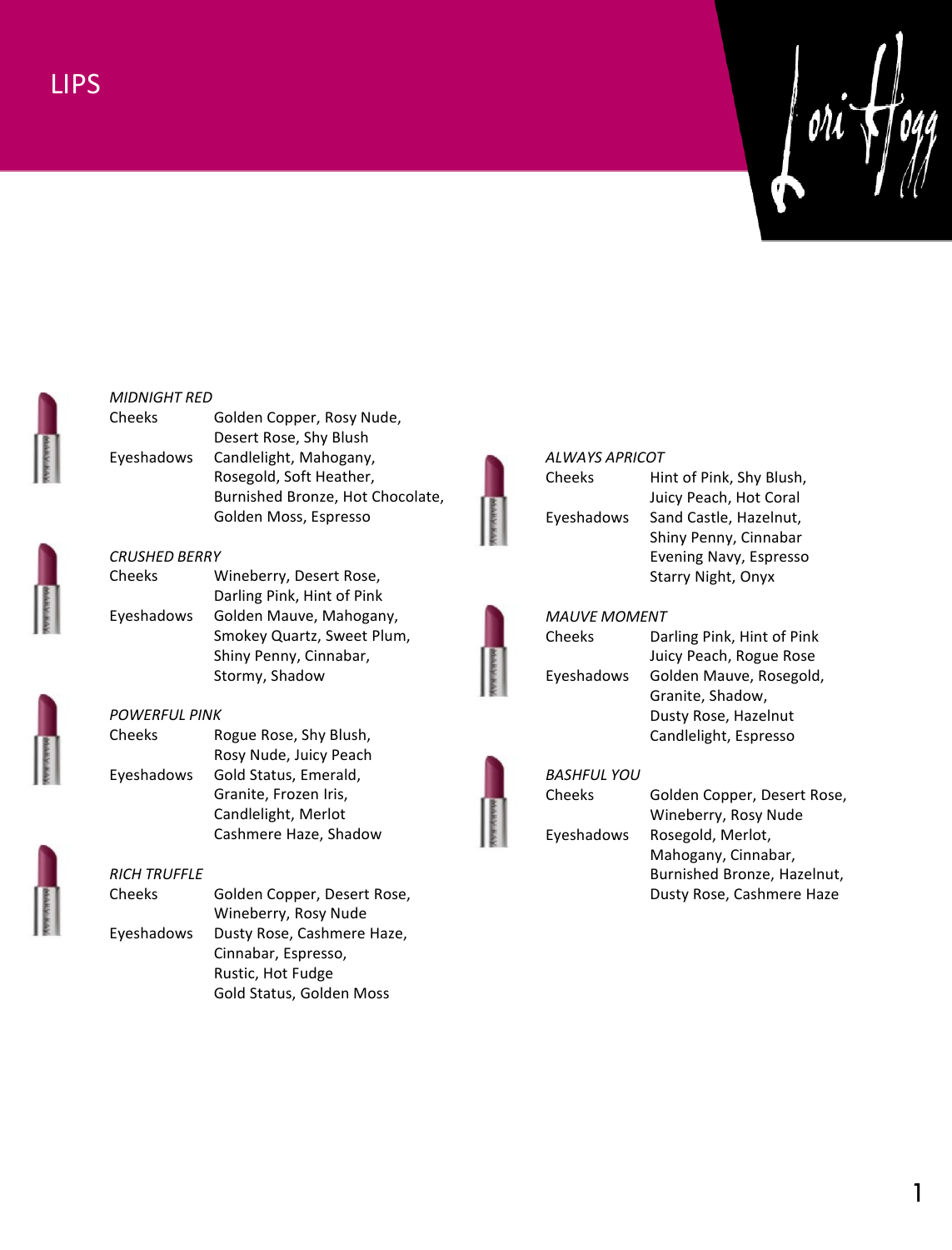# LIPS

*MIDNIGHT RED*

| | |
|---|---|
| Cheeks | Golden Copper, Rosy Nude, Desert Rose, Shy Blush |
| Eyeshadows | Candlelight, Mahogany, Rosegold, Soft Heather, Burnished Bronze, Hot Chocolate, Golden Moss, Espresso |

*CRUSHED BERRY*

| | |
|---|---|
| Cheeks | Wineberry, Desert Rose, Darling Pink, Hint of Pink |
| Eyeshadows | Golden Mauve, Mahogany, Smokey Quartz, Sweet Plum, Shiny Penny, Cinnabar, Stormy, Shadow |

*POWERFUL PINK*

| | |
|---|---|
| Cheeks | Rogue Rose, Shy Blush, Rosy Nude, Juicy Peach |
| Eyeshadows | Gold Status, Emerald, Granite, Frozen Iris, Candlelight, Merlot Cashmere Haze, Shadow |

*RICH TRUFFLE*

| | |
|---|---|
| Cheeks | Golden Copper, Desert Rose, Wineberry, Rosy Nude |
| Eyeshadows | Dusty Rose, Cashmere Haze, Cinnabar, Espresso, Rustic, Hot Fudge Gold Status, Golden Moss |

*ALWAYS APRICOT*

| | |
|---|---|
| Cheeks | Hint of Pink, Shy Blush, Juicy Peach, Hot Coral |
| Eyeshadows | Sand Castle, Hazelnut, Shiny Penny, Cinnabar Evening Navy, Espresso Starry Night, Onyx |

*MAUVE MOMENT*

| | |
|---|---|
| Cheeks | Darling Pink, Hint of Pink Juicy Peach, Rogue Rose |
| Eyeshadows | Golden Mauve, Rosegold, Granite, Shadow, Dusty Rose, Hazelnut Candlelight, Espresso |

*BASHFUL YOU*

| | |
|---|---|
| Cheeks | Golden Copper, Desert Rose, Wineberry, Rosy Nude |
| Eyeshadows | Rosegold, Merlot, Mahogany, Cinnabar, Burnished Bronze, Hazelnut, Dusty Rose, Cashmere Haze |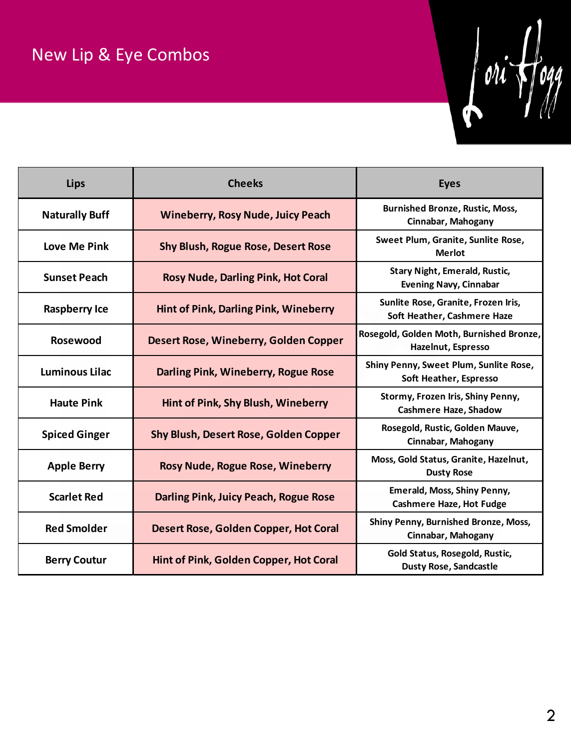# New Lip & Eye Combos

Lori Hogg

| Lips | Cheeks | Eyes |
|---|---|---|
| Naturally Buff | Wineberry, Rosy Nude, Juicy Peach | Burnished Bronze, Rustic, Moss, Cinnabar, Mahogany |
| Love Me Pink | Shy Blush, Rogue Rose, Desert Rose | Sweet Plum, Granite, Sunlite Rose, Merlot |
| Sunset Peach | Rosy Nude, Darling Pink, Hot Coral | Stary Night, Emerald, Rustic, Evening Navy, Cinnabar |
| Raspberry Ice | Hint of Pink, Darling Pink, Wineberry | Sunlite Rose, Granite, Frozen Iris, Soft Heather, Cashmere Haze |
| Rosewood | Desert Rose, Wineberry, Golden Copper | Rosegold, Golden Moth, Burnished Bronze, Hazelnut, Espresso |
| Luminous Lilac | Darling Pink, Wineberry, Rogue Rose | Shiny Penny, Sweet Plum, Sunlite Rose, Soft Heather, Espresso |
| Haute Pink | Hint of Pink, Shy Blush, Wineberry | Stormy, Frozen Iris, Shiny Penny, Cashmere Haze, Shadow |
| Spiced Ginger | Shy Blush, Desert Rose, Golden Copper | Rosegold, Rustic, Golden Mauve, Cinnabar, Mahogany |
| Apple Berry | Rosy Nude, Rogue Rose, Wineberry | Moss, Gold Status, Granite, Hazelnut, Dusty Rose |
| Scarlet Red | Darling Pink, Juicy Peach, Rogue Rose | Emerald, Moss, Shiny Penny, Cashmere Haze, Hot Fudge |
| Red Smolder | Desert Rose, Golden Copper, Hot Coral | Shiny Penny, Burnished Bronze, Moss, Cinnabar, Mahogany |
| Berry Coutur | Hint of Pink, Golden Copper, Hot Coral | Gold Status, Rosegold, Rustic, Dusty Rose, Sandcastle |